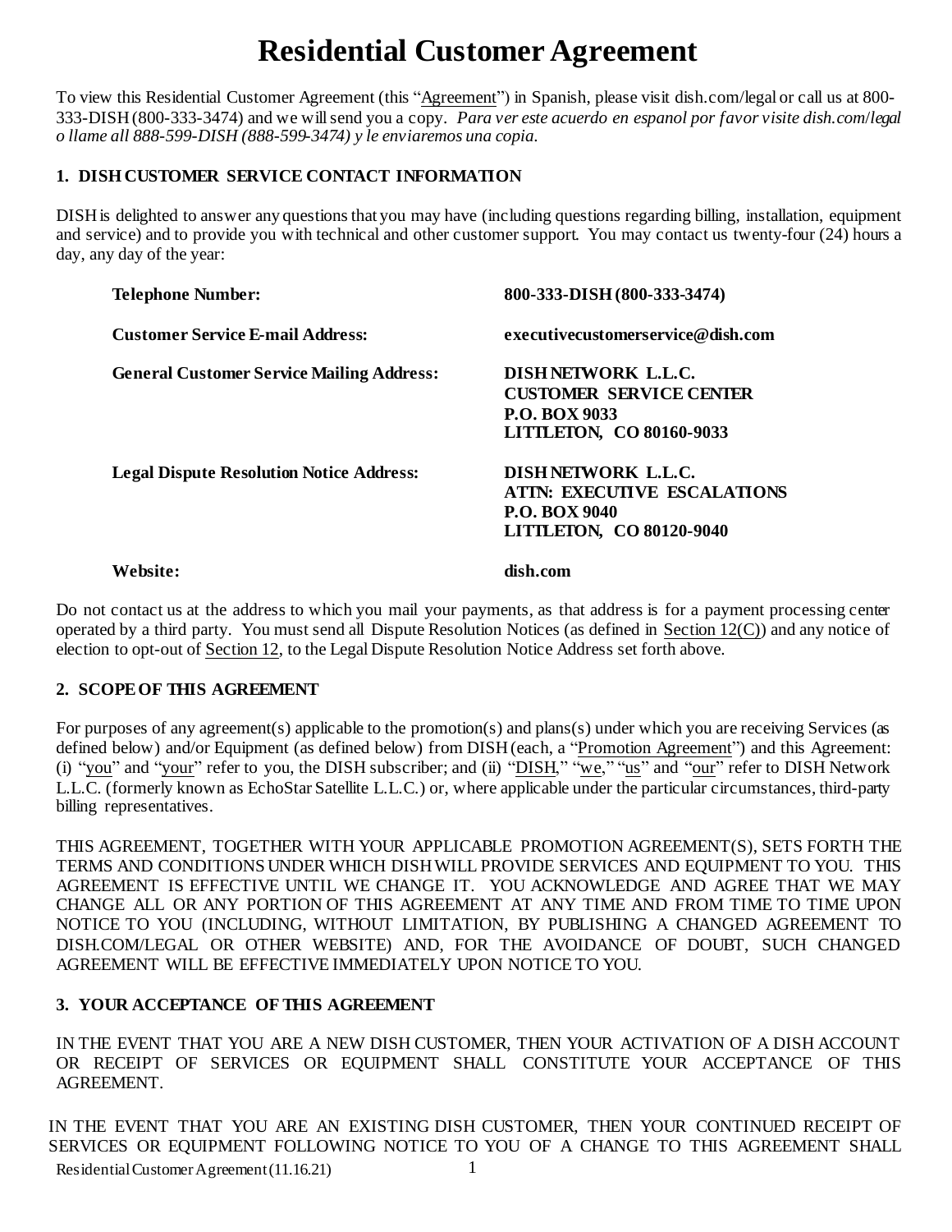# Residential Customer Agreement

To view this Residential Customer Agreement (this "Agreement") in Spanish, please visit dish.com/legal or call us at 800-333-DISH (800-333-3474) and we will send you a copy. *Para ver este acuerdo en espanol por favor visite dish.com/legal o llame all 888-599-DISH (888-599-3474) y le enviaremos una copia.*

## 1. DISH CUSTOMER SERVICE CONTACT INFORMATION

DISH is delighted to answer any questions that you may have (including questions regarding billing, installation, equipment and service) and to provide you with technical and other customer support. You may contact us twenty-four (24) hours a day, any day of the year:

| | |
|---|---|
| **Telephone Number:** | **800-333-DISH (800-333-3474)** |
| **Customer Service E-mail Address:** | **executivecustomerservice@dish.com** |
| **General Customer Service Mailing Address:** | **DISH NETWORK L.L.C.<br>CUSTOMER SERVICE CENTER<br>P.O. BOX 9033<br>LITTLETON, CO 80160-9033** |
| **Legal Dispute Resolution Notice Address:** | **DISH NETWORK L.L.C.<br>ATTN: EXECUTIVE ESCALATIONS<br>P.O. BOX 9040<br>LITTLETON, CO 80120-9040** |
| **Website:** | **dish.com** |

Do not contact us at the address to which you mail your payments, as that address is for a payment processing center operated by a third party. You must send all Dispute Resolution Notices (as defined in Section 12(C)) and any notice of election to opt-out of Section 12, to the Legal Dispute Resolution Notice Address set forth above.

## 2. SCOPE OF THIS AGREEMENT

For purposes of any agreement(s) applicable to the promotion(s) and plans(s) under which you are receiving Services (as defined below) and/or Equipment (as defined below) from DISH (each, a "Promotion Agreement") and this Agreement: (i) "you" and "your" refer to you, the DISH subscriber; and (ii) "DISH," "we," "us" and "our" refer to DISH Network L.L.C. (formerly known as EchoStar Satellite L.L.C.) or, where applicable under the particular circumstances, third-party billing representatives.

THIS AGREEMENT, TOGETHER WITH YOUR APPLICABLE PROMOTION AGREEMENT(S), SETS FORTH THE TERMS AND CONDITIONS UNDER WHICH DISH WILL PROVIDE SERVICES AND EQUIPMENT TO YOU. THIS AGREEMENT IS EFFECTIVE UNTIL WE CHANGE IT. YOU ACKNOWLEDGE AND AGREE THAT WE MAY CHANGE ALL OR ANY PORTION OF THIS AGREEMENT AT ANY TIME AND FROM TIME TO TIME UPON NOTICE TO YOU (INCLUDING, WITHOUT LIMITATION, BY PUBLISHING A CHANGED AGREEMENT TO DISH.COM/LEGAL OR OTHER WEBSITE) AND, FOR THE AVOIDANCE OF DOUBT, SUCH CHANGED AGREEMENT WILL BE EFFECTIVE IMMEDIATELY UPON NOTICE TO YOU.

## 3. YOUR ACCEPTANCE OF THIS AGREEMENT

IN THE EVENT THAT YOU ARE A NEW DISH CUSTOMER, THEN YOUR ACTIVATION OF A DISH ACCOUNT OR RECEIPT OF SERVICES OR EQUIPMENT SHALL CONSTITUTE YOUR ACCEPTANCE OF THIS AGREEMENT.

IN THE EVENT THAT YOU ARE AN EXISTING DISH CUSTOMER, THEN YOUR CONTINUED RECEIPT OF SERVICES OR EQUIPMENT FOLLOWING NOTICE TO YOU OF A CHANGE TO THIS AGREEMENT SHALL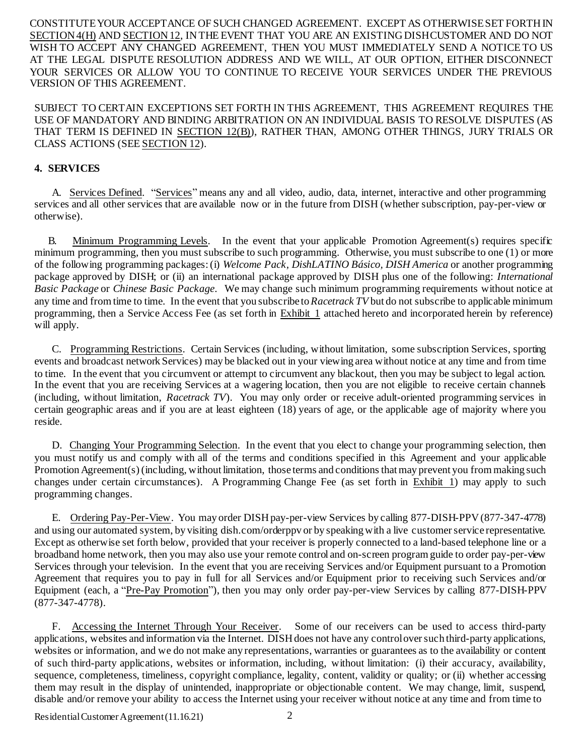CONSTITUTE YOUR ACCEPTANCE OF SUCH CHANGED AGREEMENT. EXCEPT AS OTHERWISE SET FORTH IN SECTION 4(H) AND SECTION 12, IN THE EVENT THAT YOU ARE AN EXISTING DISH CUSTOMER AND DO NOT WISH TO ACCEPT ANY CHANGED AGREEMENT, THEN YOU MUST IMMEDIATELY SEND A NOTICE TO US AT THE LEGAL DISPUTE RESOLUTION ADDRESS AND WE WILL, AT OUR OPTION, EITHER DISCONNECT YOUR SERVICES OR ALLOW YOU TO CONTINUE TO RECEIVE YOUR SERVICES UNDER THE PREVIOUS VERSION OF THIS AGREEMENT.

SUBJECT TO CERTAIN EXCEPTIONS SET FORTH IN THIS AGREEMENT, THIS AGREEMENT REQUIRES THE USE OF MANDATORY AND BINDING ARBITRATION ON AN INDIVIDUAL BASIS TO RESOLVE DISPUTES (AS THAT TERM IS DEFINED IN SECTION 12(B)), RATHER THAN, AMONG OTHER THINGS, JURY TRIALS OR CLASS ACTIONS (SEE SECTION 12).

## 4. SERVICES

A. Services Defined. "Services" means any and all video, audio, data, internet, interactive and other programming services and all other services that are available now or in the future from DISH (whether subscription, pay-per-view or otherwise).

B. Minimum Programming Levels. In the event that your applicable Promotion Agreement(s) requires specific minimum programming, then you must subscribe to such programming. Otherwise, you must subscribe to one (1) or more of the following programming packages: (i) *Welcome Pack*, *DishLATINO Básico*, *DISH America* or another programming package approved by DISH; or (ii) an international package approved by DISH plus one of the following: *International Basic Package* or *Chinese Basic Package*. We may change such minimum programming requirements without notice at any time and from time to time. In the event that you subscribe to *Racetrack TV* but do not subscribe to applicable minimum programming, then a Service Access Fee (as set forth in Exhibit 1 attached hereto and incorporated herein by reference) will apply.

C. Programming Restrictions. Certain Services (including, without limitation, some subscription Services, sporting events and broadcast network Services) may be blacked out in your viewing area without notice at any time and from time to time. In the event that you circumvent or attempt to circumvent any blackout, then you may be subject to legal action. In the event that you are receiving Services at a wagering location, then you are not eligible to receive certain channels (including, without limitation, *Racetrack TV*). You may only order or receive adult-oriented programming services in certain geographic areas and if you are at least eighteen (18) years of age, or the applicable age of majority where you reside.

D. Changing Your Programming Selection. In the event that you elect to change your programming selection, then you must notify us and comply with all of the terms and conditions specified in this Agreement and your applicable Promotion Agreement(s) (including, without limitation, those terms and conditions that may prevent you from making such changes under certain circumstances). A Programming Change Fee (as set forth in Exhibit 1) may apply to such programming changes.

E. Ordering Pay-Per-View. You may order DISH pay-per-view Services by calling 877-DISH-PPV (877-347-4778) and using our automated system, by visiting dish.com/orderppv or by speaking with a live customer service representative. Except as otherwise set forth below, provided that your receiver is properly connected to a land-based telephone line or a broadband home network, then you may also use your remote control and on-screen program guide to order pay-per-view Services through your television. In the event that you are receiving Services and/or Equipment pursuant to a Promotion Agreement that requires you to pay in full for all Services and/or Equipment prior to receiving such Services and/or Equipment (each, a "Pre-Pay Promotion"), then you may only order pay-per-view Services by calling 877-DISH-PPV (877-347-4778).

F. Accessing the Internet Through Your Receiver. Some of our receivers can be used to access third-party applications, websites and information via the Internet. DISH does not have any control over such third-party applications, websites or information, and we do not make any representations, warranties or guarantees as to the availability or content of such third-party applications, websites or information, including, without limitation: (i) their accuracy, availability, sequence, completeness, timeliness, copyright compliance, legality, content, validity or quality; or (ii) whether accessing them may result in the display of unintended, inappropriate or objectionable content. We may change, limit, suspend, disable and/or remove your ability to access the Internet using your receiver without notice at any time and from time to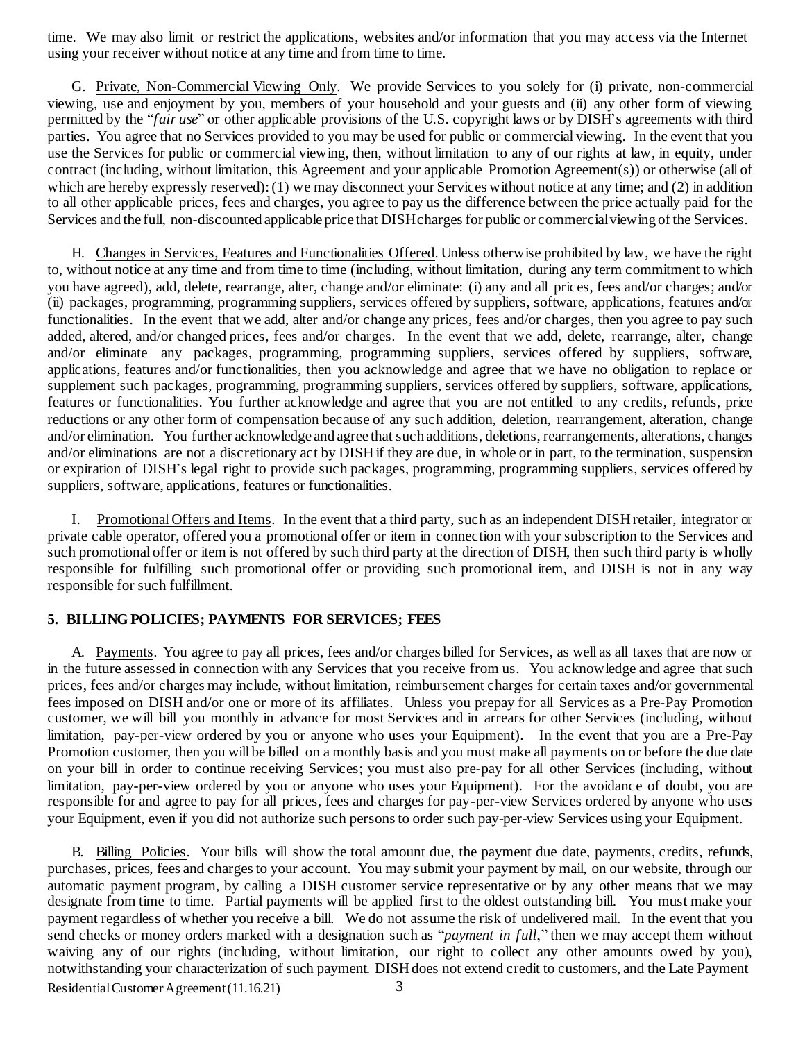time. We may also limit or restrict the applications, websites and/or information that you may access via the Internet using your receiver without notice at any time and from time to time.

G. Private, Non-Commercial Viewing Only. We provide Services to you solely for (i) private, non-commercial viewing, use and enjoyment by you, members of your household and your guests and (ii) any other form of viewing permitted by the "*fair use*" or other applicable provisions of the U.S. copyright laws or by DISH's agreements with third parties. You agree that no Services provided to you may be used for public or commercial viewing. In the event that you use the Services for public or commercial viewing, then, without limitation to any of our rights at law, in equity, under contract (including, without limitation, this Agreement and your applicable Promotion Agreement(s)) or otherwise (all of which are hereby expressly reserved): (1) we may disconnect your Services without notice at any time; and (2) in addition to all other applicable prices, fees and charges, you agree to pay us the difference between the price actually paid for the Services and the full, non-discounted applicable price that DISH charges for public or commercial viewing of the Services.

H. Changes in Services, Features and Functionalities Offered. Unless otherwise prohibited by law, we have the right to, without notice at any time and from time to time (including, without limitation, during any term commitment to which you have agreed), add, delete, rearrange, alter, change and/or eliminate: (i) any and all prices, fees and/or charges; and/or (ii) packages, programming, programming suppliers, services offered by suppliers, software, applications, features and/or functionalities. In the event that we add, alter and/or change any prices, fees and/or charges, then you agree to pay such added, altered, and/or changed prices, fees and/or charges. In the event that we add, delete, rearrange, alter, change and/or eliminate any packages, programming, programming suppliers, services offered by suppliers, software, applications, features and/or functionalities, then you acknowledge and agree that we have no obligation to replace or supplement such packages, programming, programming suppliers, services offered by suppliers, software, applications, features or functionalities. You further acknowledge and agree that you are not entitled to any credits, refunds, price reductions or any other form of compensation because of any such addition, deletion, rearrangement, alteration, change and/or elimination. You further acknowledge and agree that such additions, deletions, rearrangements, alterations, changes and/or eliminations are not a discretionary act by DISH if they are due, in whole or in part, to the termination, suspension or expiration of DISH's legal right to provide such packages, programming, programming suppliers, services offered by suppliers, software, applications, features or functionalities.

I. Promotional Offers and Items. In the event that a third party, such as an independent DISH retailer, integrator or private cable operator, offered you a promotional offer or item in connection with your subscription to the Services and such promotional offer or item is not offered by such third party at the direction of DISH, then such third party is wholly responsible for fulfilling such promotional offer or providing such promotional item, and DISH is not in any way responsible for such fulfillment.

## 5. BILLING POLICIES; PAYMENTS FOR SERVICES; FEES

A. Payments. You agree to pay all prices, fees and/or charges billed for Services, as well as all taxes that are now or in the future assessed in connection with any Services that you receive from us. You acknowledge and agree that such prices, fees and/or charges may include, without limitation, reimbursement charges for certain taxes and/or governmental fees imposed on DISH and/or one or more of its affiliates. Unless you prepay for all Services as a Pre-Pay Promotion customer, we will bill you monthly in advance for most Services and in arrears for other Services (including, without limitation, pay-per-view ordered by you or anyone who uses your Equipment). In the event that you are a Pre-Pay Promotion customer, then you will be billed on a monthly basis and you must make all payments on or before the due date on your bill in order to continue receiving Services; you must also pre-pay for all other Services (including, without limitation, pay-per-view ordered by you or anyone who uses your Equipment). For the avoidance of doubt, you are responsible for and agree to pay for all prices, fees and charges for pay-per-view Services ordered by anyone who uses your Equipment, even if you did not authorize such persons to order such pay-per-view Services using your Equipment.

B. Billing Policies. Your bills will show the total amount due, the payment due date, payments, credits, refunds, purchases, prices, fees and charges to your account. You may submit your payment by mail, on our website, through our automatic payment program, by calling a DISH customer service representative or by any other means that we may designate from time to time. Partial payments will be applied first to the oldest outstanding bill. You must make your payment regardless of whether you receive a bill. We do not assume the risk of undelivered mail. In the event that you send checks or money orders marked with a designation such as "*payment in full*," then we may accept them without waiving any of our rights (including, without limitation, our right to collect any other amounts owed by you), notwithstanding your characterization of such payment. DISH does not extend credit to customers, and the Late Payment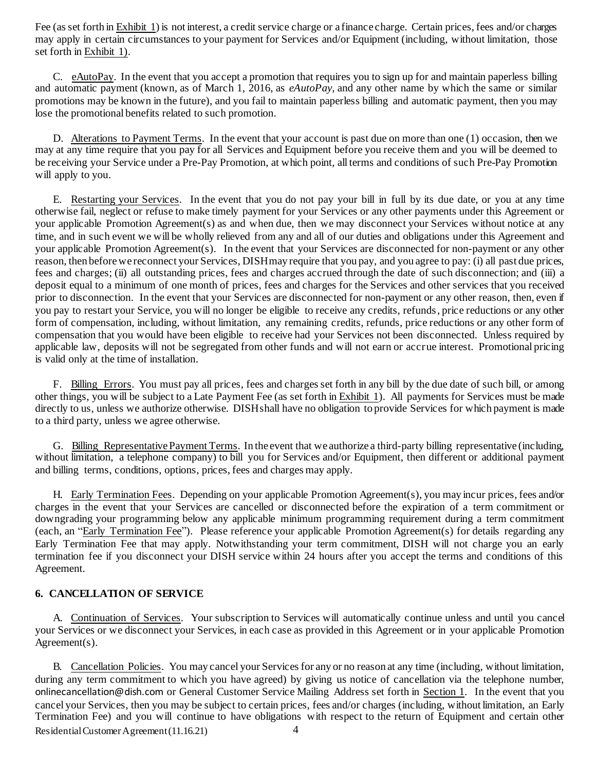Fee (as set forth in Exhibit 1) is not interest, a credit service charge or a finance charge. Certain prices, fees and/or charges may apply in certain circumstances to your payment for Services and/or Equipment (including, without limitation, those set forth in Exhibit 1).

C. eAutoPay. In the event that you accept a promotion that requires you to sign up for and maintain paperless billing and automatic payment (known, as of March 1, 2016, as *eAutoPay*, and any other name by which the same or similar promotions may be known in the future), and you fail to maintain paperless billing and automatic payment, then you may lose the promotional benefits related to such promotion.

D. Alterations to Payment Terms. In the event that your account is past due on more than one (1) occasion, then we may at any time require that you pay for all Services and Equipment before you receive them and you will be deemed to be receiving your Service under a Pre-Pay Promotion, at which point, all terms and conditions of such Pre-Pay Promotion will apply to you.

E. Restarting your Services. In the event that you do not pay your bill in full by its due date, or you at any time otherwise fail, neglect or refuse to make timely payment for your Services or any other payments under this Agreement or your applicable Promotion Agreement(s) as and when due, then we may disconnect your Services without notice at any time, and in such event we will be wholly relieved from any and all of our duties and obligations under this Agreement and your applicable Promotion Agreement(s). In the event that your Services are disconnected for non-payment or any other reason, then before we reconnect your Services, DISH may require that you pay, and you agree to pay: (i) all past due prices, fees and charges; (ii) all outstanding prices, fees and charges accrued through the date of such disconnection; and (iii) a deposit equal to a minimum of one month of prices, fees and charges for the Services and other services that you received prior to disconnection. In the event that your Services are disconnected for non-payment or any other reason, then, even if you pay to restart your Service, you will no longer be eligible to receive any credits, refunds, price reductions or any other form of compensation, including, without limitation, any remaining credits, refunds, price reductions or any other form of compensation that you would have been eligible to receive had your Services not been disconnected. Unless required by applicable law, deposits will not be segregated from other funds and will not earn or accrue interest. Promotional pricing is valid only at the time of installation.

F. Billing Errors. You must pay all prices, fees and charges set forth in any bill by the due date of such bill, or among other things, you will be subject to a Late Payment Fee (as set forth in Exhibit 1). All payments for Services must be made directly to us, unless we authorize otherwise. DISH shall have no obligation to provide Services for which payment is made to a third party, unless we agree otherwise.

G. Billing Representative Payment Terms. In the event that we authorize a third-party billing representative (including, without limitation, a telephone company) to bill you for Services and/or Equipment, then different or additional payment and billing terms, conditions, options, prices, fees and charges may apply.

H. Early Termination Fees. Depending on your applicable Promotion Agreement(s), you may incur prices, fees and/or charges in the event that your Services are cancelled or disconnected before the expiration of a term commitment or downgrading your programming below any applicable minimum programming requirement during a term commitment (each, an "Early Termination Fee"). Please reference your applicable Promotion Agreement(s) for details regarding any Early Termination Fee that may apply. Notwithstanding your term commitment, DISH will not charge you an early termination fee if you disconnect your DISH service within 24 hours after you accept the terms and conditions of this Agreement.

## 6. CANCELLATION OF SERVICE

A. Continuation of Services. Your subscription to Services will automatically continue unless and until you cancel your Services or we disconnect your Services, in each case as provided in this Agreement or in your applicable Promotion Agreement(s).

B. Cancellation Policies. You may cancel your Services for any or no reason at any time (including, without limitation, during any term commitment to which you have agreed) by giving us notice of cancellation via the telephone number, onlinecancellation@dish.com or General Customer Service Mailing Address set forth in Section 1. In the event that you cancel your Services, then you may be subject to certain prices, fees and/or charges (including, without limitation, an Early Termination Fee) and you will continue to have obligations with respect to the return of Equipment and certain other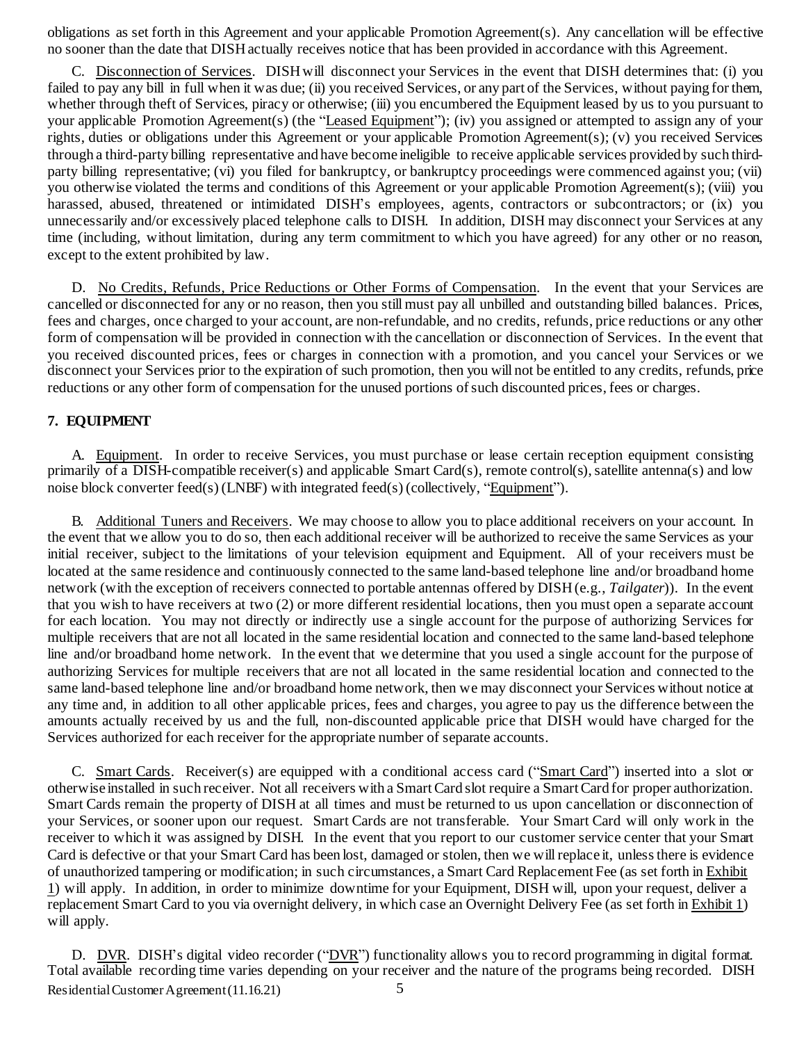obligations as set forth in this Agreement and your applicable Promotion Agreement(s). Any cancellation will be effective no sooner than the date that DISH actually receives notice that has been provided in accordance with this Agreement.

C. Disconnection of Services. DISH will disconnect your Services in the event that DISH determines that: (i) you failed to pay any bill in full when it was due; (ii) you received Services, or any part of the Services, without paying for them, whether through theft of Services, piracy or otherwise; (iii) you encumbered the Equipment leased by us to you pursuant to your applicable Promotion Agreement(s) (the "Leased Equipment"); (iv) you assigned or attempted to assign any of your rights, duties or obligations under this Agreement or your applicable Promotion Agreement(s); (v) you received Services through a third-party billing representative and have become ineligible to receive applicable services provided by such third-party billing representative; (vi) you filed for bankruptcy, or bankruptcy proceedings were commenced against you; (vii) you otherwise violated the terms and conditions of this Agreement or your applicable Promotion Agreement(s); (viii) you harassed, abused, threatened or intimidated DISH's employees, agents, contractors or subcontractors; or (ix) you unnecessarily and/or excessively placed telephone calls to DISH. In addition, DISH may disconnect your Services at any time (including, without limitation, during any term commitment to which you have agreed) for any other or no reason, except to the extent prohibited by law.

D. No Credits, Refunds, Price Reductions or Other Forms of Compensation. In the event that your Services are cancelled or disconnected for any or no reason, then you still must pay all unbilled and outstanding billed balances. Prices, fees and charges, once charged to your account, are non-refundable, and no credits, refunds, price reductions or any other form of compensation will be provided in connection with the cancellation or disconnection of Services. In the event that you received discounted prices, fees or charges in connection with a promotion, and you cancel your Services or we disconnect your Services prior to the expiration of such promotion, then you will not be entitled to any credits, refunds, price reductions or any other form of compensation for the unused portions of such discounted prices, fees or charges.

## 7. EQUIPMENT

A. Equipment. In order to receive Services, you must purchase or lease certain reception equipment consisting primarily of a DISH-compatible receiver(s) and applicable Smart Card(s), remote control(s), satellite antenna(s) and low noise block converter feed(s) (LNBF) with integrated feed(s) (collectively, "Equipment").

B. Additional Tuners and Receivers. We may choose to allow you to place additional receivers on your account. In the event that we allow you to do so, then each additional receiver will be authorized to receive the same Services as your initial receiver, subject to the limitations of your television equipment and Equipment. All of your receivers must be located at the same residence and continuously connected to the same land-based telephone line and/or broadband home network (with the exception of receivers connected to portable antennas offered by DISH (e.g., *Tailgater*)). In the event that you wish to have receivers at two (2) or more different residential locations, then you must open a separate account for each location. You may not directly or indirectly use a single account for the purpose of authorizing Services for multiple receivers that are not all located in the same residential location and connected to the same land-based telephone line and/or broadband home network. In the event that we determine that you used a single account for the purpose of authorizing Services for multiple receivers that are not all located in the same residential location and connected to the same land-based telephone line and/or broadband home network, then we may disconnect your Services without notice at any time and, in addition to all other applicable prices, fees and charges, you agree to pay us the difference between the amounts actually received by us and the full, non-discounted applicable price that DISH would have charged for the Services authorized for each receiver for the appropriate number of separate accounts.

C. Smart Cards. Receiver(s) are equipped with a conditional access card ("Smart Card") inserted into a slot or otherwise installed in such receiver. Not all receivers with a Smart Card slot require a Smart Card for proper authorization. Smart Cards remain the property of DISH at all times and must be returned to us upon cancellation or disconnection of your Services, or sooner upon our request. Smart Cards are not transferable. Your Smart Card will only work in the receiver to which it was assigned by DISH. In the event that you report to our customer service center that your Smart Card is defective or that your Smart Card has been lost, damaged or stolen, then we will replace it, unless there is evidence of unauthorized tampering or modification; in such circumstances, a Smart Card Replacement Fee (as set forth in Exhibit 1) will apply. In addition, in order to minimize downtime for your Equipment, DISH will, upon your request, deliver a replacement Smart Card to you via overnight delivery, in which case an Overnight Delivery Fee (as set forth in Exhibit 1) will apply.

D. DVR. DISH's digital video recorder ("DVR") functionality allows you to record programming in digital format. Total available recording time varies depending on your receiver and the nature of the programs being recorded. DISH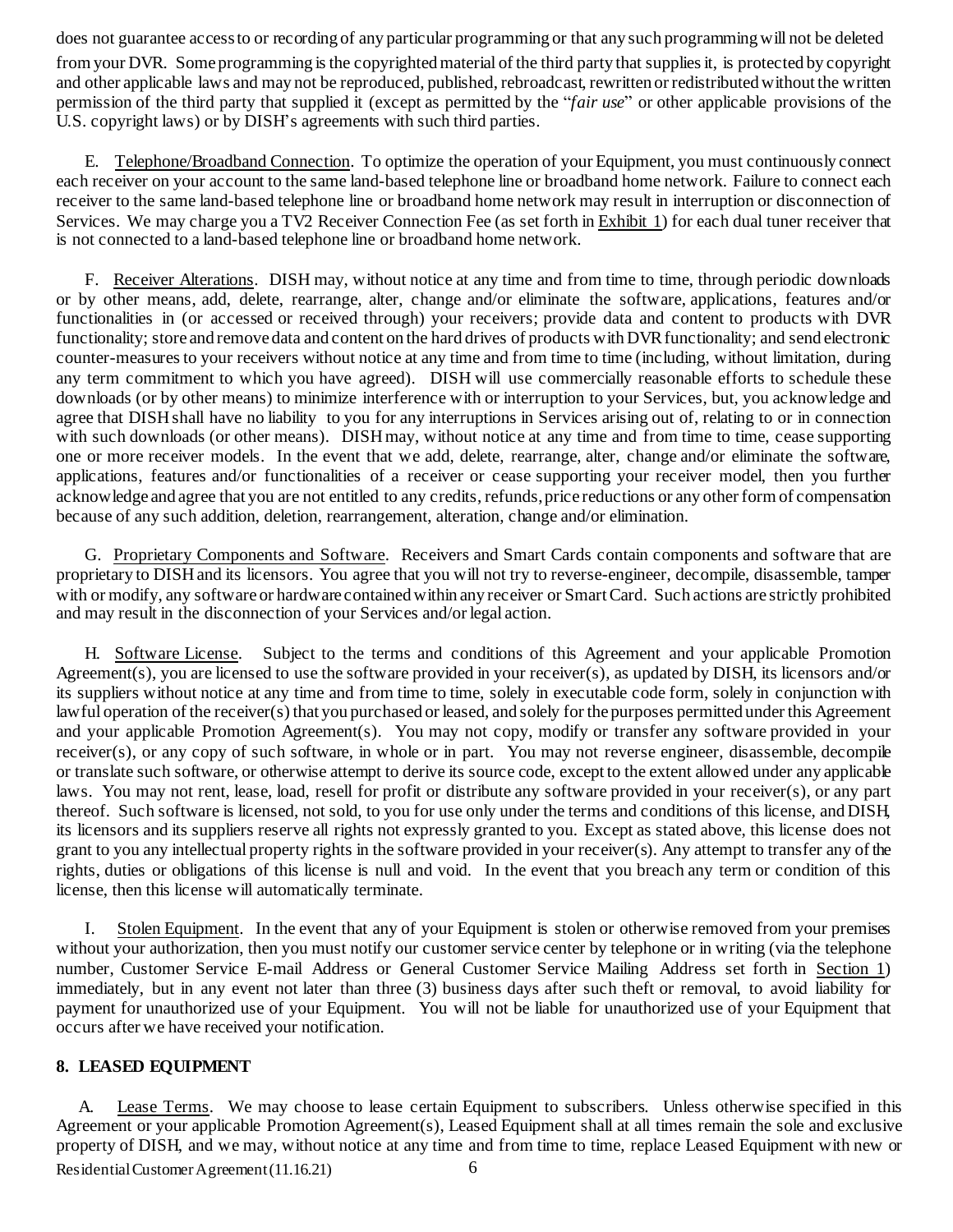does not guarantee access to or recording of any particular programming or that any such programming will not be deleted from your DVR. Some programming is the copyrighted material of the third party that supplies it, is protected by copyright and other applicable laws and may not be reproduced, published, rebroadcast, rewritten or redistributed without the written permission of the third party that supplied it (except as permitted by the "*fair use*" or other applicable provisions of the U.S. copyright laws) or by DISH's agreements with such third parties.

E. Telephone/Broadband Connection. To optimize the operation of your Equipment, you must continuously connect each receiver on your account to the same land-based telephone line or broadband home network. Failure to connect each receiver to the same land-based telephone line or broadband home network may result in interruption or disconnection of Services. We may charge you a TV2 Receiver Connection Fee (as set forth in Exhibit 1) for each dual tuner receiver that is not connected to a land-based telephone line or broadband home network.

F. Receiver Alterations. DISH may, without notice at any time and from time to time, through periodic downloads or by other means, add, delete, rearrange, alter, change and/or eliminate the software, applications, features and/or functionalities in (or accessed or received through) your receivers; provide data and content to products with DVR functionality; store and remove data and content on the hard drives of products with DVR functionality; and send electronic counter-measures to your receivers without notice at any time and from time to time (including, without limitation, during any term commitment to which you have agreed). DISH will use commercially reasonable efforts to schedule these downloads (or by other means) to minimize interference with or interruption to your Services, but, you acknowledge and agree that DISH shall have no liability to you for any interruptions in Services arising out of, relating to or in connection with such downloads (or other means). DISH may, without notice at any time and from time to time, cease supporting one or more receiver models. In the event that we add, delete, rearrange, alter, change and/or eliminate the software, applications, features and/or functionalities of a receiver or cease supporting your receiver model, then you further acknowledge and agree that you are not entitled to any credits, refunds, price reductions or any other form of compensation because of any such addition, deletion, rearrangement, alteration, change and/or elimination.

G. Proprietary Components and Software. Receivers and Smart Cards contain components and software that are proprietary to DISH and its licensors. You agree that you will not try to reverse-engineer, decompile, disassemble, tamper with or modify, any software or hardware contained within any receiver or Smart Card. Such actions are strictly prohibited and may result in the disconnection of your Services and/or legal action.

H. Software License. Subject to the terms and conditions of this Agreement and your applicable Promotion Agreement(s), you are licensed to use the software provided in your receiver(s), as updated by DISH, its licensors and/or its suppliers without notice at any time and from time to time, solely in executable code form, solely in conjunction with lawful operation of the receiver(s) that you purchased or leased, and solely for the purposes permitted under this Agreement and your applicable Promotion Agreement(s). You may not copy, modify or transfer any software provided in your receiver(s), or any copy of such software, in whole or in part. You may not reverse engineer, disassemble, decompile or translate such software, or otherwise attempt to derive its source code, except to the extent allowed under any applicable laws. You may not rent, lease, load, resell for profit or distribute any software provided in your receiver(s), or any part thereof. Such software is licensed, not sold, to you for use only under the terms and conditions of this license, and DISH, its licensors and its suppliers reserve all rights not expressly granted to you. Except as stated above, this license does not grant to you any intellectual property rights in the software provided in your receiver(s). Any attempt to transfer any of the rights, duties or obligations of this license is null and void. In the event that you breach any term or condition of this license, then this license will automatically terminate.

I. Stolen Equipment. In the event that any of your Equipment is stolen or otherwise removed from your premises without your authorization, then you must notify our customer service center by telephone or in writing (via the telephone number, Customer Service E-mail Address or General Customer Service Mailing Address set forth in Section 1) immediately, but in any event not later than three (3) business days after such theft or removal, to avoid liability for payment for unauthorized use of your Equipment. You will not be liable for unauthorized use of your Equipment that occurs after we have received your notification.

## 8. LEASED EQUIPMENT

A. Lease Terms. We may choose to lease certain Equipment to subscribers. Unless otherwise specified in this Agreement or your applicable Promotion Agreement(s), Leased Equipment shall at all times remain the sole and exclusive property of DISH, and we may, without notice at any time and from time to time, replace Leased Equipment with new or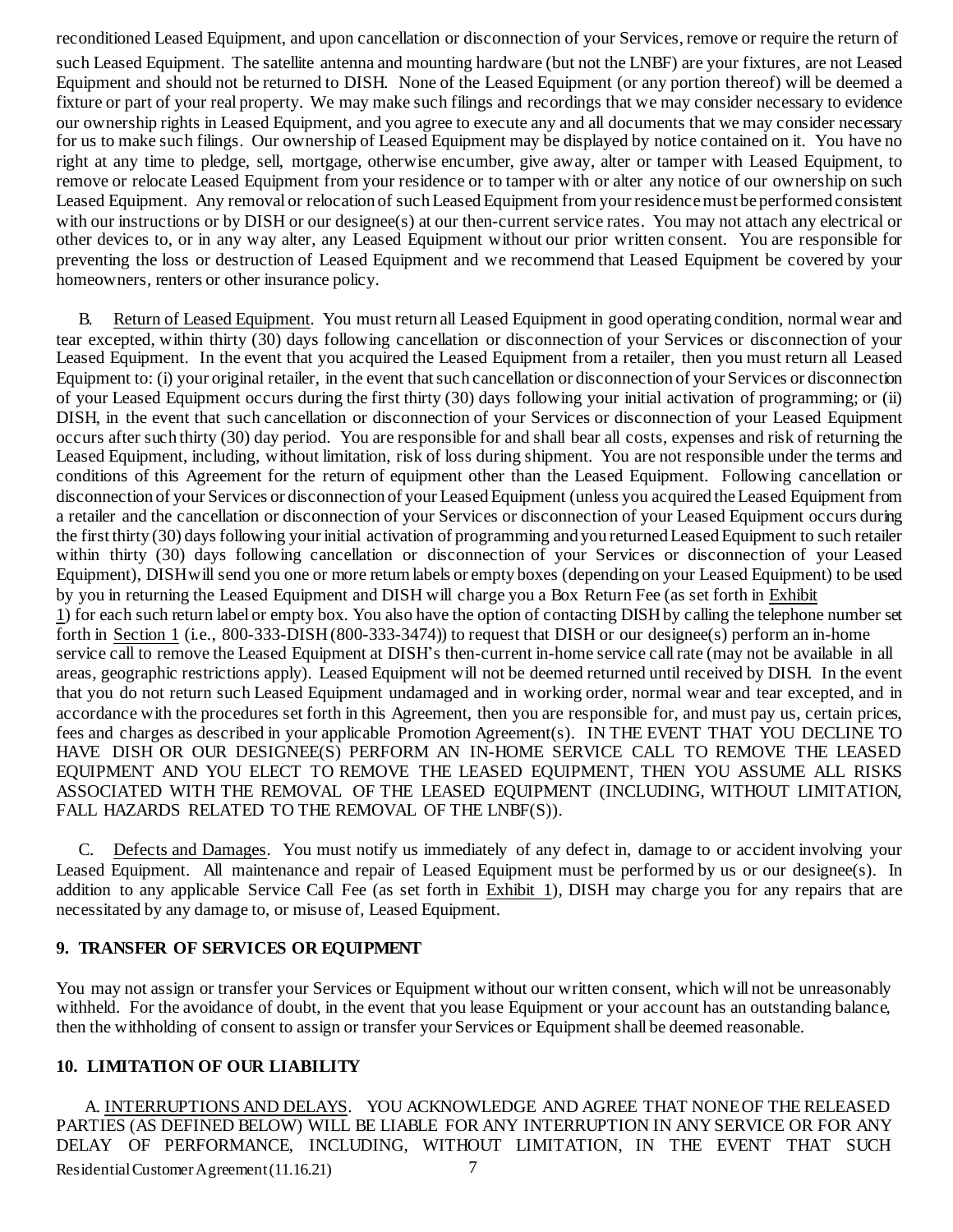reconditioned Leased Equipment, and upon cancellation or disconnection of your Services, remove or require the return of such Leased Equipment. The satellite antenna and mounting hardware (but not the LNBF) are your fixtures, are not Leased Equipment and should not be returned to DISH. None of the Leased Equipment (or any portion thereof) will be deemed a fixture or part of your real property. We may make such filings and recordings that we may consider necessary to evidence our ownership rights in Leased Equipment, and you agree to execute any and all documents that we may consider necessary for us to make such filings. Our ownership of Leased Equipment may be displayed by notice contained on it. You have no right at any time to pledge, sell, mortgage, otherwise encumber, give away, alter or tamper with Leased Equipment, to remove or relocate Leased Equipment from your residence or to tamper with or alter any notice of our ownership on such Leased Equipment. Any removal or relocation of such Leased Equipment from your residence must be performed consistent with our instructions or by DISH or our designee(s) at our then-current service rates. You may not attach any electrical or other devices to, or in any way alter, any Leased Equipment without our prior written consent. You are responsible for preventing the loss or destruction of Leased Equipment and we recommend that Leased Equipment be covered by your homeowners, renters or other insurance policy.

B. Return of Leased Equipment. You must return all Leased Equipment in good operating condition, normal wear and tear excepted, within thirty (30) days following cancellation or disconnection of your Services or disconnection of your Leased Equipment. In the event that you acquired the Leased Equipment from a retailer, then you must return all Leased Equipment to: (i) your original retailer, in the event that such cancellation or disconnection of your Services or disconnection of your Leased Equipment occurs during the first thirty (30) days following your initial activation of programming; or (ii) DISH, in the event that such cancellation or disconnection of your Services or disconnection of your Leased Equipment occurs after such thirty (30) day period. You are responsible for and shall bear all costs, expenses and risk of returning the Leased Equipment, including, without limitation, risk of loss during shipment. You are not responsible under the terms and conditions of this Agreement for the return of equipment other than the Leased Equipment. Following cancellation or disconnection of your Services or disconnection of your Leased Equipment (unless you acquired the Leased Equipment from a retailer and the cancellation or disconnection of your Services or disconnection of your Leased Equipment occurs during the first thirty (30) days following your initial activation of programming and you returned Leased Equipment to such retailer within thirty (30) days following cancellation or disconnection of your Services or disconnection of your Leased Equipment), DISH will send you one or more return labels or empty boxes (depending on your Leased Equipment) to be used by you in returning the Leased Equipment and DISH will charge you a Box Return Fee (as set forth in Exhibit 1) for each such return label or empty box. You also have the option of contacting DISH by calling the telephone number set forth in Section 1 (i.e., 800-333-DISH (800-333-3474)) to request that DISH or our designee(s) perform an in-home service call to remove the Leased Equipment at DISH's then-current in-home service call rate (may not be available in all areas, geographic restrictions apply). Leased Equipment will not be deemed returned until received by DISH. In the event that you do not return such Leased Equipment undamaged and in working order, normal wear and tear excepted, and in accordance with the procedures set forth in this Agreement, then you are responsible for, and must pay us, certain prices, fees and charges as described in your applicable Promotion Agreement(s). IN THE EVENT THAT YOU DECLINE TO HAVE DISH OR OUR DESIGNEE(S) PERFORM AN IN-HOME SERVICE CALL TO REMOVE THE LEASED EQUIPMENT AND YOU ELECT TO REMOVE THE LEASED EQUIPMENT, THEN YOU ASSUME ALL RISKS ASSOCIATED WITH THE REMOVAL OF THE LEASED EQUIPMENT (INCLUDING, WITHOUT LIMITATION, FALL HAZARDS RELATED TO THE REMOVAL OF THE LNBF(S)).

C. Defects and Damages. You must notify us immediately of any defect in, damage to or accident involving your Leased Equipment. All maintenance and repair of Leased Equipment must be performed by us or our designee(s). In addition to any applicable Service Call Fee (as set forth in Exhibit 1), DISH may charge you for any repairs that are necessitated by any damage to, or misuse of, Leased Equipment.

## 9. TRANSFER OF SERVICES OR EQUIPMENT

You may not assign or transfer your Services or Equipment without our written consent, which will not be unreasonably withheld. For the avoidance of doubt, in the event that you lease Equipment or your account has an outstanding balance, then the withholding of consent to assign or transfer your Services or Equipment shall be deemed reasonable.

## 10. LIMITATION OF OUR LIABILITY

A. INTERRUPTIONS AND DELAYS. YOU ACKNOWLEDGE AND AGREE THAT NONE OF THE RELEASED PARTIES (AS DEFINED BELOW) WILL BE LIABLE FOR ANY INTERRUPTION IN ANY SERVICE OR FOR ANY DELAY OF PERFORMANCE, INCLUDING, WITHOUT LIMITATION, IN THE EVENT THAT SUCH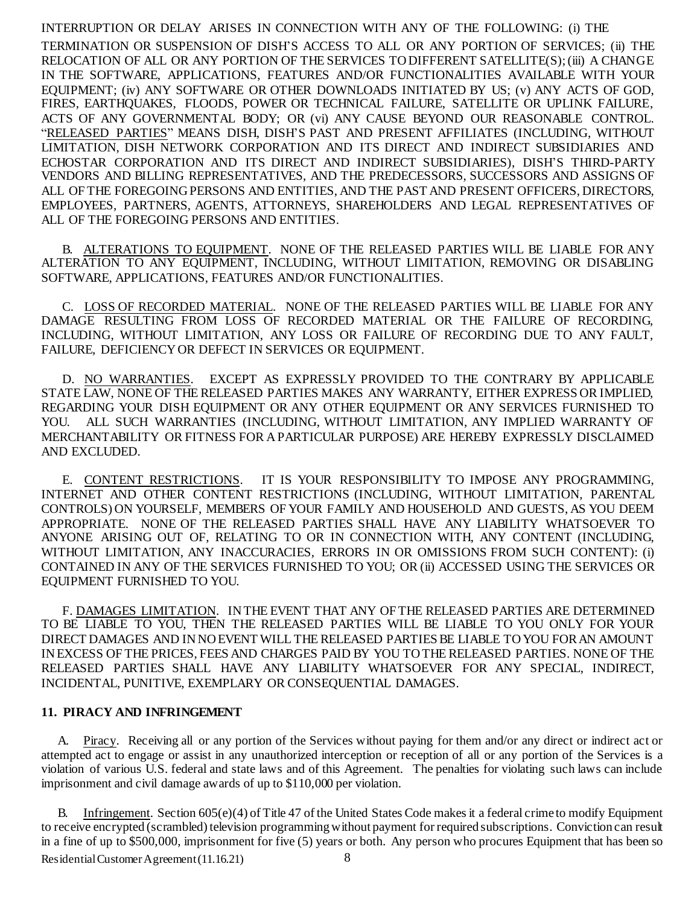INTERRUPTION OR DELAY ARISES IN CONNECTION WITH ANY OF THE FOLLOWING: (i) THE TERMINATION OR SUSPENSION OF DISH'S ACCESS TO ALL OR ANY PORTION OF SERVICES; (ii) THE RELOCATION OF ALL OR ANY PORTION OF THE SERVICES TO DIFFERENT SATELLITE(S); (iii) A CHANGE IN THE SOFTWARE, APPLICATIONS, FEATURES AND/OR FUNCTIONALITIES AVAILABLE WITH YOUR EQUIPMENT; (iv) ANY SOFTWARE OR OTHER DOWNLOADS INITIATED BY US; (v) ANY ACTS OF GOD, FIRES, EARTHQUAKES, FLOODS, POWER OR TECHNICAL FAILURE, SATELLITE OR UPLINK FAILURE, ACTS OF ANY GOVERNMENTAL BODY; OR (vi) ANY CAUSE BEYOND OUR REASONABLE CONTROL. "RELEASED PARTIES" MEANS DISH, DISH'S PAST AND PRESENT AFFILIATES (INCLUDING, WITHOUT LIMITATION, DISH NETWORK CORPORATION AND ITS DIRECT AND INDIRECT SUBSIDIARIES AND ECHOSTAR CORPORATION AND ITS DIRECT AND INDIRECT SUBSIDIARIES), DISH'S THIRD-PARTY VENDORS AND BILLING REPRESENTATIVES, AND THE PREDECESSORS, SUCCESSORS AND ASSIGNS OF ALL OF THE FOREGOING PERSONS AND ENTITIES, AND THE PAST AND PRESENT OFFICERS, DIRECTORS, EMPLOYEES, PARTNERS, AGENTS, ATTORNEYS, SHAREHOLDERS AND LEGAL REPRESENTATIVES OF ALL OF THE FOREGOING PERSONS AND ENTITIES.

B. ALTERATIONS TO EQUIPMENT. NONE OF THE RELEASED PARTIES WILL BE LIABLE FOR ANY ALTERATION TO ANY EQUIPMENT, INCLUDING, WITHOUT LIMITATION, REMOVING OR DISABLING SOFTWARE, APPLICATIONS, FEATURES AND/OR FUNCTIONALITIES.

C. LOSS OF RECORDED MATERIAL. NONE OF THE RELEASED PARTIES WILL BE LIABLE FOR ANY DAMAGE RESULTING FROM LOSS OF RECORDED MATERIAL OR THE FAILURE OF RECORDING, INCLUDING, WITHOUT LIMITATION, ANY LOSS OR FAILURE OF RECORDING DUE TO ANY FAULT, FAILURE, DEFICIENCY OR DEFECT IN SERVICES OR EQUIPMENT.

D. NO WARRANTIES. EXCEPT AS EXPRESSLY PROVIDED TO THE CONTRARY BY APPLICABLE STATE LAW, NONE OF THE RELEASED PARTIES MAKES ANY WARRANTY, EITHER EXPRESS OR IMPLIED, REGARDING YOUR DISH EQUIPMENT OR ANY OTHER EQUIPMENT OR ANY SERVICES FURNISHED TO YOU. ALL SUCH WARRANTIES (INCLUDING, WITHOUT LIMITATION, ANY IMPLIED WARRANTY OF MERCHANTABILITY OR FITNESS FOR A PARTICULAR PURPOSE) ARE HEREBY EXPRESSLY DISCLAIMED AND EXCLUDED.

E. CONTENT RESTRICTIONS. IT IS YOUR RESPONSIBILITY TO IMPOSE ANY PROGRAMMING, INTERNET AND OTHER CONTENT RESTRICTIONS (INCLUDING, WITHOUT LIMITATION, PARENTAL CONTROLS) ON YOURSELF, MEMBERS OF YOUR FAMILY AND HOUSEHOLD AND GUESTS, AS YOU DEEM APPROPRIATE. NONE OF THE RELEASED PARTIES SHALL HAVE ANY LIABILITY WHATSOEVER TO ANYONE ARISING OUT OF, RELATING TO OR IN CONNECTION WITH, ANY CONTENT (INCLUDING, WITHOUT LIMITATION, ANY INACCURACIES, ERRORS IN OR OMISSIONS FROM SUCH CONTENT): (i) CONTAINED IN ANY OF THE SERVICES FURNISHED TO YOU; OR (ii) ACCESSED USING THE SERVICES OR EQUIPMENT FURNISHED TO YOU.

F. DAMAGES LIMITATION. IN THE EVENT THAT ANY OF THE RELEASED PARTIES ARE DETERMINED TO BE LIABLE TO YOU, THEN THE RELEASED PARTIES WILL BE LIABLE TO YOU ONLY FOR YOUR DIRECT DAMAGES AND IN NO EVENT WILL THE RELEASED PARTIES BE LIABLE TO YOU FOR AN AMOUNT IN EXCESS OF THE PRICES, FEES AND CHARGES PAID BY YOU TO THE RELEASED PARTIES. NONE OF THE RELEASED PARTIES SHALL HAVE ANY LIABILITY WHATSOEVER FOR ANY SPECIAL, INDIRECT, INCIDENTAL, PUNITIVE, EXEMPLARY OR CONSEQUENTIAL DAMAGES.

## 11. PIRACY AND INFRINGEMENT

A. Piracy. Receiving all or any portion of the Services without paying for them and/or any direct or indirect act or attempted act to engage or assist in any unauthorized interception or reception of all or any portion of the Services is a violation of various U.S. federal and state laws and of this Agreement. The penalties for violating such laws can include imprisonment and civil damage awards of up to $110,000 per violation.

B. Infringement. Section 605(e)(4) of Title 47 of the United States Code makes it a federal crime to modify Equipment to receive encrypted (scrambled) television programming without payment for required subscriptions. Conviction can result in a fine of up to $500,000, imprisonment for five (5) years or both. Any person who procures Equipment that has been so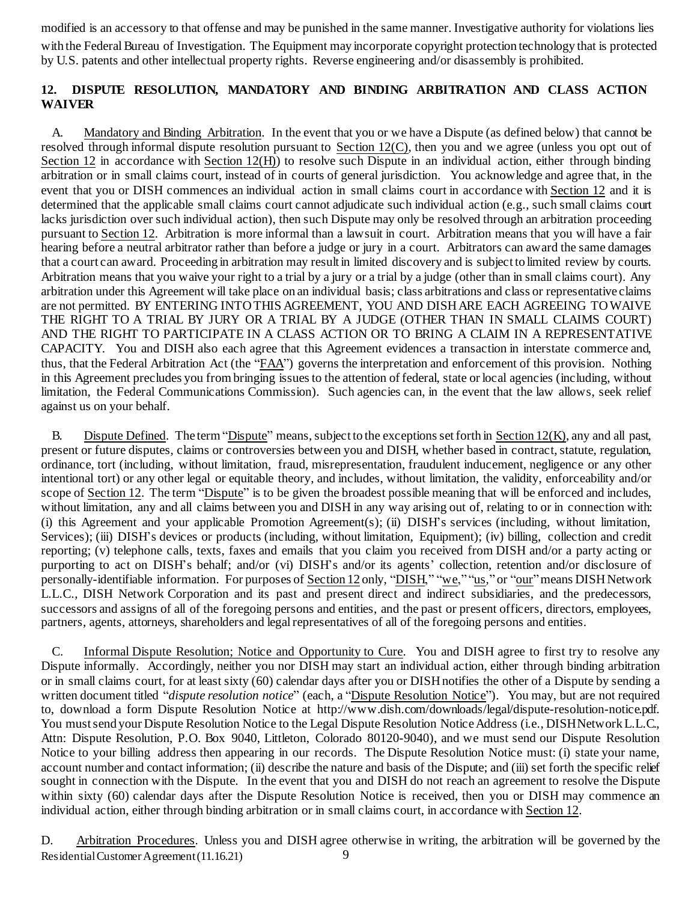modified is an accessory to that offense and may be punished in the same manner. Investigative authority for violations lies with the Federal Bureau of Investigation. The Equipment may incorporate copyright protection technology that is protected by U.S. patents and other intellectual property rights. Reverse engineering and/or disassembly is prohibited.

## 12. DISPUTE RESOLUTION, MANDATORY AND BINDING ARBITRATION AND CLASS ACTION WAIVER

A. Mandatory and Binding Arbitration. In the event that you or we have a Dispute (as defined below) that cannot be resolved through informal dispute resolution pursuant to Section 12(C), then you and we agree (unless you opt out of Section 12 in accordance with Section 12(H)) to resolve such Dispute in an individual action, either through binding arbitration or in small claims court, instead of in courts of general jurisdiction. You acknowledge and agree that, in the event that you or DISH commences an individual action in small claims court in accordance with Section 12 and it is determined that the applicable small claims court cannot adjudicate such individual action (e.g., such small claims court lacks jurisdiction over such individual action), then such Dispute may only be resolved through an arbitration proceeding pursuant to Section 12. Arbitration is more informal than a lawsuit in court. Arbitration means that you will have a fair hearing before a neutral arbitrator rather than before a judge or jury in a court. Arbitrators can award the same damages that a court can award. Proceeding in arbitration may result in limited discovery and is subject to limited review by courts. Arbitration means that you waive your right to a trial by a jury or a trial by a judge (other than in small claims court). Any arbitration under this Agreement will take place on an individual basis; class arbitrations and class or representative claims are not permitted. BY ENTERING INTO THIS AGREEMENT, YOU AND DISH ARE EACH AGREEING TO WAIVE THE RIGHT TO A TRIAL BY JURY OR A TRIAL BY A JUDGE (OTHER THAN IN SMALL CLAIMS COURT) AND THE RIGHT TO PARTICIPATE IN A CLASS ACTION OR TO BRING A CLAIM IN A REPRESENTATIVE CAPACITY. You and DISH also each agree that this Agreement evidences a transaction in interstate commerce and, thus, that the Federal Arbitration Act (the "FAA") governs the interpretation and enforcement of this provision. Nothing in this Agreement precludes you from bringing issues to the attention of federal, state or local agencies (including, without limitation, the Federal Communications Commission). Such agencies can, in the event that the law allows, seek relief against us on your behalf.

B. Dispute Defined. The term "Dispute" means, subject to the exceptions set forth in Section 12(K), any and all past, present or future disputes, claims or controversies between you and DISH, whether based in contract, statute, regulation, ordinance, tort (including, without limitation, fraud, misrepresentation, fraudulent inducement, negligence or any other intentional tort) or any other legal or equitable theory, and includes, without limitation, the validity, enforceability and/or scope of Section 12. The term "Dispute" is to be given the broadest possible meaning that will be enforced and includes, without limitation, any and all claims between you and DISH in any way arising out of, relating to or in connection with: (i) this Agreement and your applicable Promotion Agreement(s); (ii) DISH's services (including, without limitation, Services); (iii) DISH's devices or products (including, without limitation, Equipment); (iv) billing, collection and credit reporting; (v) telephone calls, texts, faxes and emails that you claim you received from DISH and/or a party acting or purporting to act on DISH's behalf; and/or (vi) DISH's and/or its agents' collection, retention and/or disclosure of personally-identifiable information. For purposes of Section 12 only, "DISH," "we," "us," or "our" means DISH Network L.L.C., DISH Network Corporation and its past and present direct and indirect subsidiaries, and the predecessors, successors and assigns of all of the foregoing persons and entities, and the past or present officers, directors, employees, partners, agents, attorneys, shareholders and legal representatives of all of the foregoing persons and entities.

C. Informal Dispute Resolution; Notice and Opportunity to Cure. You and DISH agree to first try to resolve any Dispute informally. Accordingly, neither you nor DISH may start an individual action, either through binding arbitration or in small claims court, for at least sixty (60) calendar days after you or DISH notifies the other of a Dispute by sending a written document titled "*dispute resolution notice*" (each, a "Dispute Resolution Notice"). You may, but are not required to, download a form Dispute Resolution Notice at http://www.dish.com/downloads/legal/dispute-resolution-notice.pdf. You must send your Dispute Resolution Notice to the Legal Dispute Resolution Notice Address (i.e., DISH Network L.L.C., Attn: Dispute Resolution, P.O. Box 9040, Littleton, Colorado 80120-9040), and we must send our Dispute Resolution Notice to your billing address then appearing in our records. The Dispute Resolution Notice must: (i) state your name, account number and contact information; (ii) describe the nature and basis of the Dispute; and (iii) set forth the specific relief sought in connection with the Dispute. In the event that you and DISH do not reach an agreement to resolve the Dispute within sixty (60) calendar days after the Dispute Resolution Notice is received, then you or DISH may commence an individual action, either through binding arbitration or in small claims court, in accordance with Section 12.

D. Arbitration Procedures. Unless you and DISH agree otherwise in writing, the arbitration will be governed by the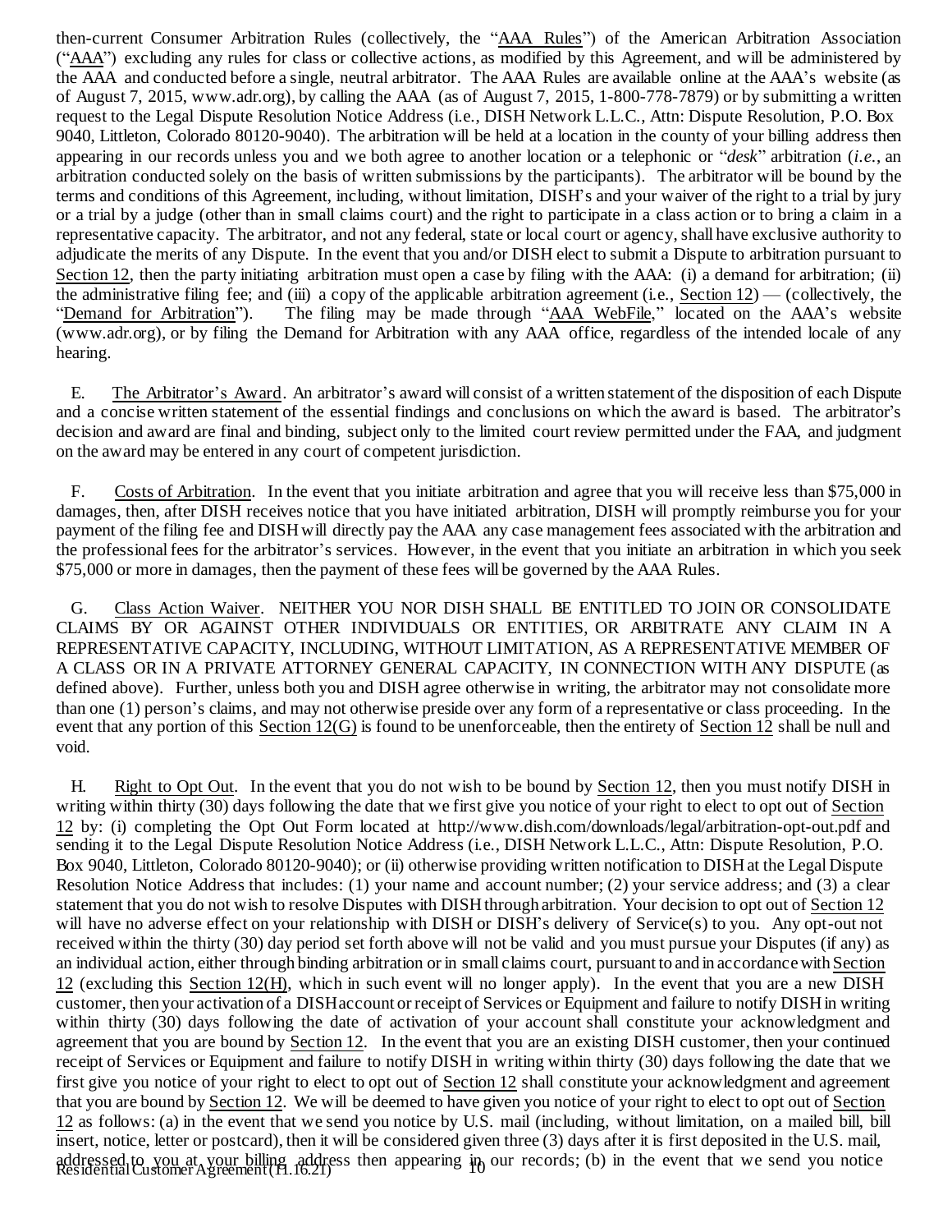then-current Consumer Arbitration Rules (collectively, the "AAA Rules") of the American Arbitration Association ("AAA") excluding any rules for class or collective actions, as modified by this Agreement, and will be administered by the AAA and conducted before a single, neutral arbitrator. The AAA Rules are available online at the AAA's website (as of August 7, 2015, www.adr.org), by calling the AAA (as of August 7, 2015, 1-800-778-7879) or by submitting a written request to the Legal Dispute Resolution Notice Address (i.e., DISH Network L.L.C., Attn: Dispute Resolution, P.O. Box 9040, Littleton, Colorado 80120-9040). The arbitration will be held at a location in the county of your billing address then appearing in our records unless you and we both agree to another location or a telephonic or "*desk*" arbitration (*i.e.*, an arbitration conducted solely on the basis of written submissions by the participants). The arbitrator will be bound by the terms and conditions of this Agreement, including, without limitation, DISH's and your waiver of the right to a trial by jury or a trial by a judge (other than in small claims court) and the right to participate in a class action or to bring a claim in a representative capacity. The arbitrator, and not any federal, state or local court or agency, shall have exclusive authority to adjudicate the merits of any Dispute. In the event that you and/or DISH elect to submit a Dispute to arbitration pursuant to Section 12, then the party initiating arbitration must open a case by filing with the AAA: (i) a demand for arbitration; (ii) the administrative filing fee; and (iii) a copy of the applicable arbitration agreement (i.e., Section 12) — (collectively, the "Demand for Arbitration"). The filing may be made through "AAA WebFile," located on the AAA's website (www.adr.org), or by filing the Demand for Arbitration with any AAA office, regardless of the intended locale of any hearing.

E. The Arbitrator's Award. An arbitrator's award will consist of a written statement of the disposition of each Dispute and a concise written statement of the essential findings and conclusions on which the award is based. The arbitrator's decision and award are final and binding, subject only to the limited court review permitted under the FAA, and judgment on the award may be entered in any court of competent jurisdiction.

F. Costs of Arbitration. In the event that you initiate arbitration and agree that you will receive less than $75,000 in damages, then, after DISH receives notice that you have initiated arbitration, DISH will promptly reimburse you for your payment of the filing fee and DISH will directly pay the AAA any case management fees associated with the arbitration and the professional fees for the arbitrator's services. However, in the event that you initiate an arbitration in which you seek $75,000 or more in damages, then the payment of these fees will be governed by the AAA Rules.

G. Class Action Waiver. NEITHER YOU NOR DISH SHALL BE ENTITLED TO JOIN OR CONSOLIDATE CLAIMS BY OR AGAINST OTHER INDIVIDUALS OR ENTITIES, OR ARBITRATE ANY CLAIM IN A REPRESENTATIVE CAPACITY, INCLUDING, WITHOUT LIMITATION, AS A REPRESENTATIVE MEMBER OF A CLASS OR IN A PRIVATE ATTORNEY GENERAL CAPACITY, IN CONNECTION WITH ANY DISPUTE (as defined above). Further, unless both you and DISH agree otherwise in writing, the arbitrator may not consolidate more than one (1) person's claims, and may not otherwise preside over any form of a representative or class proceeding. In the event that any portion of this Section 12(G) is found to be unenforceable, then the entirety of Section 12 shall be null and void.

H. Right to Opt Out. In the event that you do not wish to be bound by Section 12, then you must notify DISH in writing within thirty (30) days following the date that we first give you notice of your right to elect to opt out of Section 12 by: (i) completing the Opt Out Form located at http://www.dish.com/downloads/legal/arbitration-opt-out.pdf and sending it to the Legal Dispute Resolution Notice Address (i.e., DISH Network L.L.C., Attn: Dispute Resolution, P.O. Box 9040, Littleton, Colorado 80120-9040); or (ii) otherwise providing written notification to DISH at the Legal Dispute Resolution Notice Address that includes: (1) your name and account number; (2) your service address; and (3) a clear statement that you do not wish to resolve Disputes with DISH through arbitration. Your decision to opt out of Section 12 will have no adverse effect on your relationship with DISH or DISH's delivery of Service(s) to you. Any opt-out not received within the thirty (30) day period set forth above will not be valid and you must pursue your Disputes (if any) as an individual action, either through binding arbitration or in small claims court, pursuant to and in accordance with Section 12 (excluding this Section 12(H), which in such event will no longer apply). In the event that you are a new DISH customer, then your activation of a DISH account or receipt of Services or Equipment and failure to notify DISH in writing within thirty (30) days following the date of activation of your account shall constitute your acknowledgment and agreement that you are bound by Section 12. In the event that you are an existing DISH customer, then your continued receipt of Services or Equipment and failure to notify DISH in writing within thirty (30) days following the date that we first give you notice of your right to elect to opt out of Section 12 shall constitute your acknowledgment and agreement that you are bound by Section 12. We will be deemed to have given you notice of your right to elect to opt out of Section 12 as follows: (a) in the event that we send you notice by U.S. mail (including, without limitation, on a mailed bill, bill insert, notice, letter or postcard), then it will be considered given three (3) days after it is first deposited in the U.S. mail, addressed to you at your billing address then appearing in our records; (b) in the event that we send you notice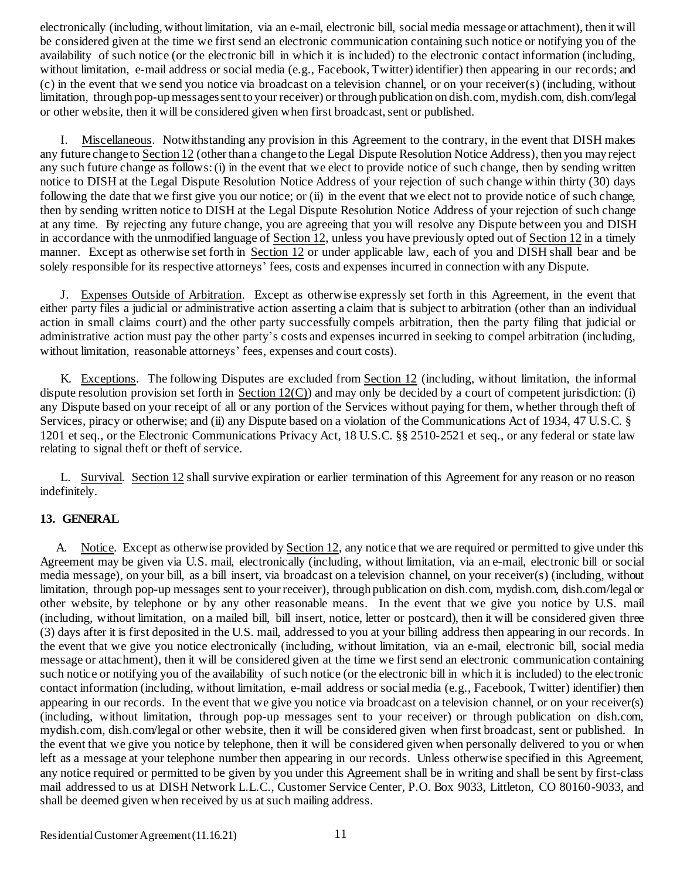electronically (including, without limitation, via an e-mail, electronic bill, social media message or attachment), then it will be considered given at the time we first send an electronic communication containing such notice or notifying you of the availability of such notice (or the electronic bill in which it is included) to the electronic contact information (including, without limitation, e-mail address or social media (e.g., Facebook, Twitter) identifier) then appearing in our records; and (c) in the event that we send you notice via broadcast on a television channel, or on your receiver(s) (including, without limitation, through pop-up messages sent to your receiver) or through publication on dish.com, mydish.com, dish.com/legal or other website, then it will be considered given when first broadcast, sent or published.

I. Miscellaneous. Notwithstanding any provision in this Agreement to the contrary, in the event that DISH makes any future change to Section 12 (other than a change to the Legal Dispute Resolution Notice Address), then you may reject any such future change as follows: (i) in the event that we elect to provide notice of such change, then by sending written notice to DISH at the Legal Dispute Resolution Notice Address of your rejection of such change within thirty (30) days following the date that we first give you our notice; or (ii) in the event that we elect not to provide notice of such change, then by sending written notice to DISH at the Legal Dispute Resolution Notice Address of your rejection of such change at any time. By rejecting any future change, you are agreeing that you will resolve any Dispute between you and DISH in accordance with the unmodified language of Section 12, unless you have previously opted out of Section 12 in a timely manner. Except as otherwise set forth in Section 12 or under applicable law, each of you and DISH shall bear and be solely responsible for its respective attorneys' fees, costs and expenses incurred in connection with any Dispute.

J. Expenses Outside of Arbitration. Except as otherwise expressly set forth in this Agreement, in the event that either party files a judicial or administrative action asserting a claim that is subject to arbitration (other than an individual action in small claims court) and the other party successfully compels arbitration, then the party filing that judicial or administrative action must pay the other party's costs and expenses incurred in seeking to compel arbitration (including, without limitation, reasonable attorneys' fees, expenses and court costs).

K. Exceptions. The following Disputes are excluded from Section 12 (including, without limitation, the informal dispute resolution provision set forth in Section 12(C)) and may only be decided by a court of competent jurisdiction: (i) any Dispute based on your receipt of all or any portion of the Services without paying for them, whether through theft of Services, piracy or otherwise; and (ii) any Dispute based on a violation of the Communications Act of 1934, 47 U.S.C. § 1201 et seq., or the Electronic Communications Privacy Act, 18 U.S.C. §§ 2510-2521 et seq., or any federal or state law relating to signal theft or theft of service.

L. Survival. Section 12 shall survive expiration or earlier termination of this Agreement for any reason or no reason indefinitely.

## 13. GENERAL

A. Notice. Except as otherwise provided by Section 12, any notice that we are required or permitted to give under this Agreement may be given via U.S. mail, electronically (including, without limitation, via an e-mail, electronic bill or social media message), on your bill, as a bill insert, via broadcast on a television channel, on your receiver(s) (including, without limitation, through pop-up messages sent to your receiver), through publication on dish.com, mydish.com, dish.com/legal or other website, by telephone or by any other reasonable means. In the event that we give you notice by U.S. mail (including, without limitation, on a mailed bill, bill insert, notice, letter or postcard), then it will be considered given three (3) days after it is first deposited in the U.S. mail, addressed to you at your billing address then appearing in our records. In the event that we give you notice electronically (including, without limitation, via an e-mail, electronic bill, social media message or attachment), then it will be considered given at the time we first send an electronic communication containing such notice or notifying you of the availability of such notice (or the electronic bill in which it is included) to the electronic contact information (including, without limitation, e-mail address or social media (e.g., Facebook, Twitter) identifier) then appearing in our records. In the event that we give you notice via broadcast on a television channel, or on your receiver(s) (including, without limitation, through pop-up messages sent to your receiver) or through publication on dish.com, mydish.com, dish.com/legal or other website, then it will be considered given when first broadcast, sent or published. In the event that we give you notice by telephone, then it will be considered given when personally delivered to you or when left as a message at your telephone number then appearing in our records. Unless otherwise specified in this Agreement, any notice required or permitted to be given by you under this Agreement shall be in writing and shall be sent by first-class mail addressed to us at DISH Network L.L.C., Customer Service Center, P.O. Box 9033, Littleton, CO 80160-9033, and shall be deemed given when received by us at such mailing address.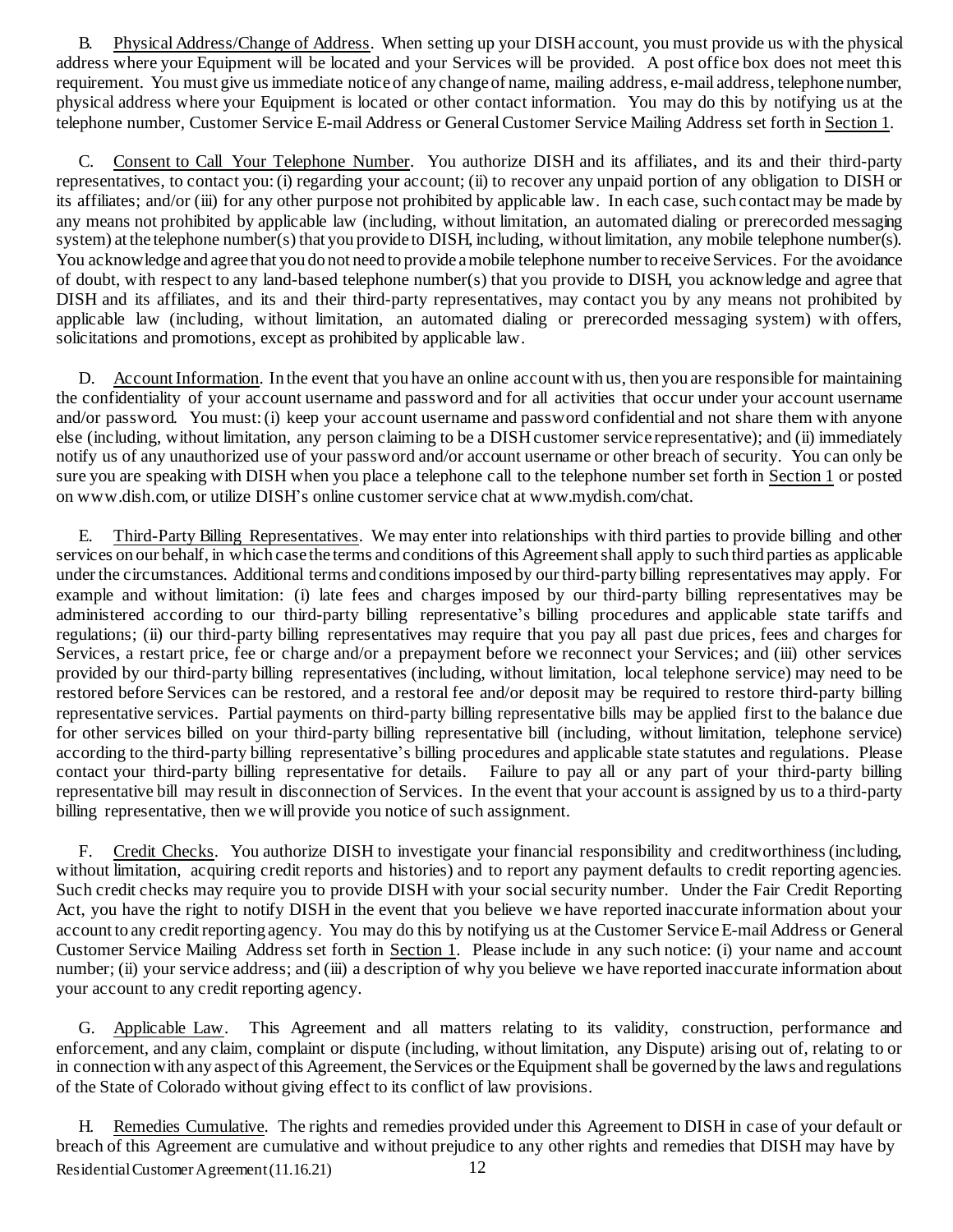B. Physical Address/Change of Address. When setting up your DISH account, you must provide us with the physical address where your Equipment will be located and your Services will be provided. A post office box does not meet this requirement. You must give us immediate notice of any change of name, mailing address, e-mail address, telephone number, physical address where your Equipment is located or other contact information. You may do this by notifying us at the telephone number, Customer Service E-mail Address or General Customer Service Mailing Address set forth in Section 1.

C. Consent to Call Your Telephone Number. You authorize DISH and its affiliates, and its and their third-party representatives, to contact you: (i) regarding your account; (ii) to recover any unpaid portion of any obligation to DISH or its affiliates; and/or (iii) for any other purpose not prohibited by applicable law. In each case, such contact may be made by any means not prohibited by applicable law (including, without limitation, an automated dialing or prerecorded messaging system) at the telephone number(s) that you provide to DISH, including, without limitation, any mobile telephone number(s). You acknowledge and agree that you do not need to provide a mobile telephone number to receive Services. For the avoidance of doubt, with respect to any land-based telephone number(s) that you provide to DISH, you acknowledge and agree that DISH and its affiliates, and its and their third-party representatives, may contact you by any means not prohibited by applicable law (including, without limitation, an automated dialing or prerecorded messaging system) with offers, solicitations and promotions, except as prohibited by applicable law.

D. Account Information. In the event that you have an online account with us, then you are responsible for maintaining the confidentiality of your account username and password and for all activities that occur under your account username and/or password. You must: (i) keep your account username and password confidential and not share them with anyone else (including, without limitation, any person claiming to be a DISH customer service representative); and (ii) immediately notify us of any unauthorized use of your password and/or account username or other breach of security. You can only be sure you are speaking with DISH when you place a telephone call to the telephone number set forth in Section 1 or posted on www.dish.com, or utilize DISH's online customer service chat at www.mydish.com/chat.

E. Third-Party Billing Representatives. We may enter into relationships with third parties to provide billing and other services on our behalf, in which case the terms and conditions of this Agreement shall apply to such third parties as applicable under the circumstances. Additional terms and conditions imposed by our third-party billing representatives may apply. For example and without limitation: (i) late fees and charges imposed by our third-party billing representatives may be administered according to our third-party billing representative's billing procedures and applicable state tariffs and regulations; (ii) our third-party billing representatives may require that you pay all past due prices, fees and charges for Services, a restart price, fee or charge and/or a prepayment before we reconnect your Services; and (iii) other services provided by our third-party billing representatives (including, without limitation, local telephone service) may need to be restored before Services can be restored, and a restoral fee and/or deposit may be required to restore third-party billing representative services. Partial payments on third-party billing representative bills may be applied first to the balance due for other services billed on your third-party billing representative bill (including, without limitation, telephone service) according to the third-party billing representative's billing procedures and applicable state statutes and regulations. Please contact your third-party billing representative for details. Failure to pay all or any part of your third-party billing representative bill may result in disconnection of Services. In the event that your account is assigned by us to a third-party billing representative, then we will provide you notice of such assignment.

F. Credit Checks. You authorize DISH to investigate your financial responsibility and creditworthiness (including, without limitation, acquiring credit reports and histories) and to report any payment defaults to credit reporting agencies. Such credit checks may require you to provide DISH with your social security number. Under the Fair Credit Reporting Act, you have the right to notify DISH in the event that you believe we have reported inaccurate information about your account to any credit reporting agency. You may do this by notifying us at the Customer Service E-mail Address or General Customer Service Mailing Address set forth in Section 1. Please include in any such notice: (i) your name and account number; (ii) your service address; and (iii) a description of why you believe we have reported inaccurate information about your account to any credit reporting agency.

G. Applicable Law. This Agreement and all matters relating to its validity, construction, performance and enforcement, and any claim, complaint or dispute (including, without limitation, any Dispute) arising out of, relating to or in connection with any aspect of this Agreement, the Services or the Equipment shall be governed by the laws and regulations of the State of Colorado without giving effect to its conflict of law provisions.

H. Remedies Cumulative. The rights and remedies provided under this Agreement to DISH in case of your default or breach of this Agreement are cumulative and without prejudice to any other rights and remedies that DISH may have by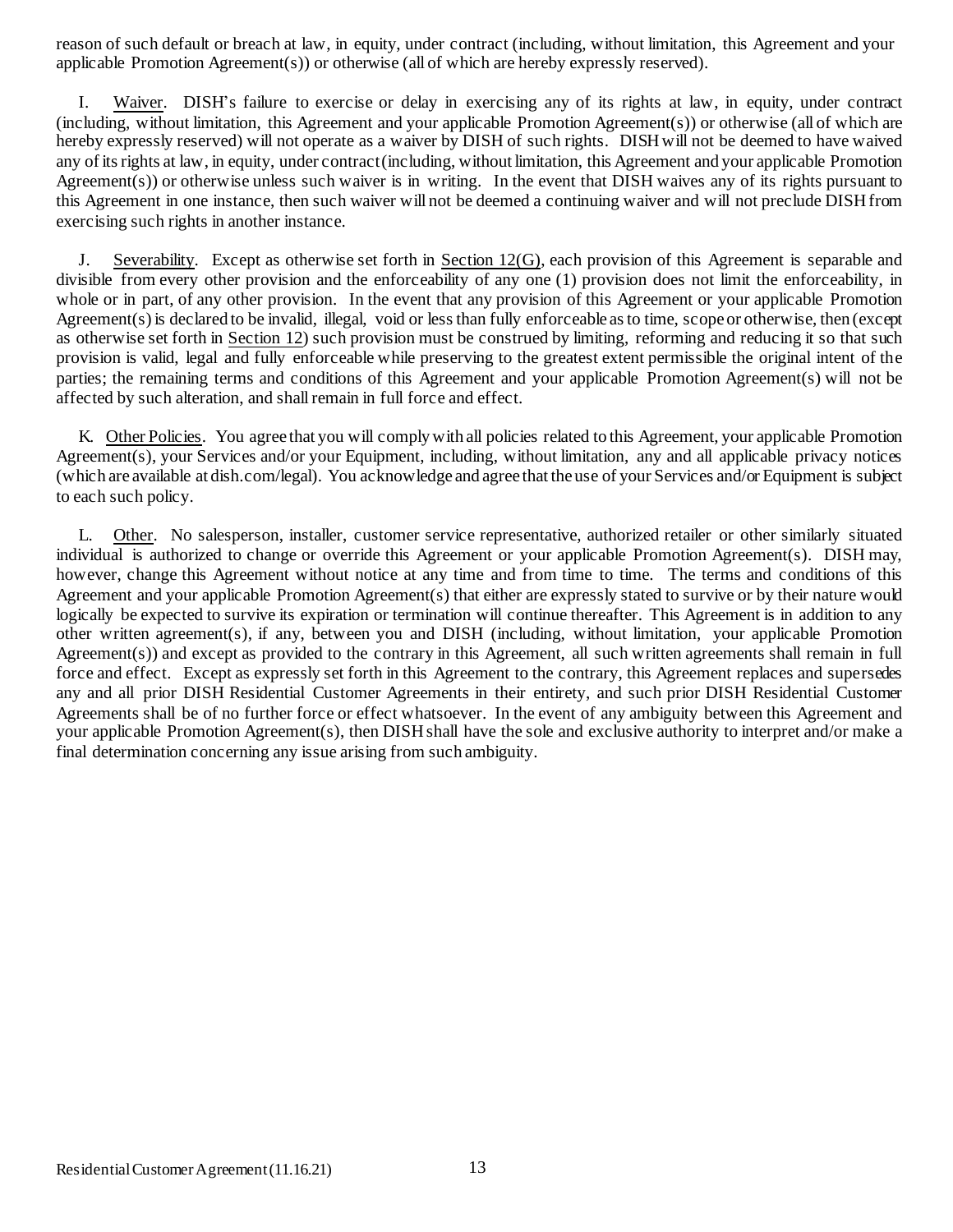reason of such default or breach at law, in equity, under contract (including, without limitation, this Agreement and your applicable Promotion Agreement(s)) or otherwise (all of which are hereby expressly reserved).

I. Waiver. DISH's failure to exercise or delay in exercising any of its rights at law, in equity, under contract (including, without limitation, this Agreement and your applicable Promotion Agreement(s)) or otherwise (all of which are hereby expressly reserved) will not operate as a waiver by DISH of such rights. DISH will not be deemed to have waived any of its rights at law, in equity, under contract (including, without limitation, this Agreement and your applicable Promotion Agreement(s)) or otherwise unless such waiver is in writing. In the event that DISH waives any of its rights pursuant to this Agreement in one instance, then such waiver will not be deemed a continuing waiver and will not preclude DISH from exercising such rights in another instance.

J. Severability. Except as otherwise set forth in Section 12(G), each provision of this Agreement is separable and divisible from every other provision and the enforceability of any one (1) provision does not limit the enforceability, in whole or in part, of any other provision. In the event that any provision of this Agreement or your applicable Promotion Agreement(s) is declared to be invalid, illegal, void or less than fully enforceable as to time, scope or otherwise, then (except as otherwise set forth in Section 12) such provision must be construed by limiting, reforming and reducing it so that such provision is valid, legal and fully enforceable while preserving to the greatest extent permissible the original intent of the parties; the remaining terms and conditions of this Agreement and your applicable Promotion Agreement(s) will not be affected by such alteration, and shall remain in full force and effect.

K. Other Policies. You agree that you will comply with all policies related to this Agreement, your applicable Promotion Agreement(s), your Services and/or your Equipment, including, without limitation, any and all applicable privacy notices (which are available at dish.com/legal). You acknowledge and agree that the use of your Services and/or Equipment is subject to each such policy.

L. Other. No salesperson, installer, customer service representative, authorized retailer or other similarly situated individual is authorized to change or override this Agreement or your applicable Promotion Agreement(s). DISH may, however, change this Agreement without notice at any time and from time to time. The terms and conditions of this Agreement and your applicable Promotion Agreement(s) that either are expressly stated to survive or by their nature would logically be expected to survive its expiration or termination will continue thereafter. This Agreement is in addition to any other written agreement(s), if any, between you and DISH (including, without limitation, your applicable Promotion Agreement(s)) and except as provided to the contrary in this Agreement, all such written agreements shall remain in full force and effect. Except as expressly set forth in this Agreement to the contrary, this Agreement replaces and supersedes any and all prior DISH Residential Customer Agreements in their entirety, and such prior DISH Residential Customer Agreements shall be of no further force or effect whatsoever. In the event of any ambiguity between this Agreement and your applicable Promotion Agreement(s), then DISH shall have the sole and exclusive authority to interpret and/or make a final determination concerning any issue arising from such ambiguity.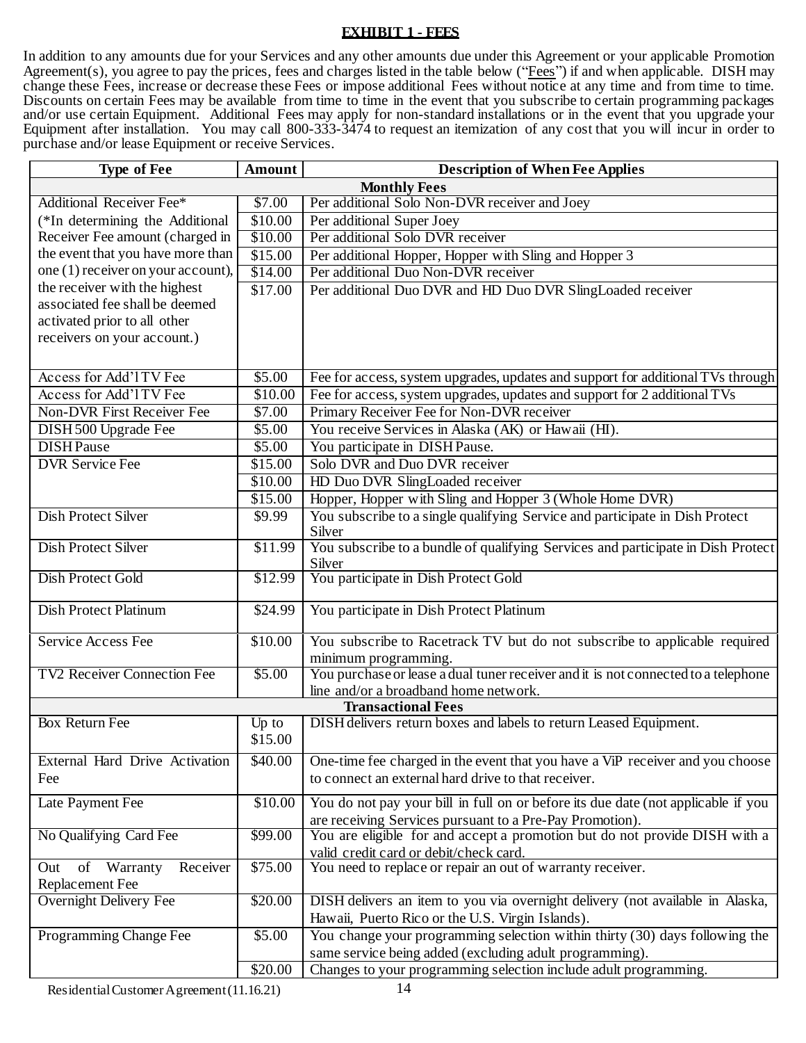## EXHIBIT 1 - FEES

In addition to any amounts due for your Services and any other amounts due under this Agreement or your applicable Promotion Agreement(s), you agree to pay the prices, fees and charges listed in the table below ("Fees") if and when applicable. DISH may change these Fees, increase or decrease these Fees or impose additional Fees without notice at any time and from time to time. Discounts on certain Fees may be available from time to time in the event that you subscribe to certain programming packages and/or use certain Equipment. Additional Fees may apply for non-standard installations or in the event that you upgrade your Equipment after installation. You may call 800-333-3474 to request an itemization of any cost that you will incur in order to purchase and/or lease Equipment or receive Services.

| Type of Fee | Amount | Description of When Fee Applies |
|---|---|---|
| **Monthly Fees** | | |
| Additional Receiver Fee* (*In determining the Additional Receiver Fee amount (charged in the event that you have more than one (1) receiver on your account), the receiver with the highest associated fee shall be deemed activated prior to all other receivers on your account.) | $7.00 | Per additional Solo Non-DVR receiver and Joey |
| | $10.00 | Per additional Super Joey |
| | $10.00 | Per additional Solo DVR receiver |
| | $15.00 | Per additional Hopper, Hopper with Sling and Hopper 3 |
| | $14.00 | Per additional Duo Non-DVR receiver |
| | $17.00 | Per additional Duo DVR and HD Duo DVR SlingLoaded receiver |
| Access for Add'l TV Fee | $5.00 | Fee for access, system upgrades, updates and support for additional TVs through |
| Access for Add'l TV Fee | $10.00 | Fee for access, system upgrades, updates and support for 2 additional TVs |
| Non-DVR First Receiver Fee | $7.00 | Primary Receiver Fee for Non-DVR receiver |
| DISH 500 Upgrade Fee | $5.00 | You receive Services in Alaska (AK) or Hawaii (HI). |
| DISH Pause | $5.00 | You participate in DISH Pause. |
| DVR Service Fee | $15.00 | Solo DVR and Duo DVR receiver |
| | $10.00 | HD Duo DVR SlingLoaded receiver |
| | $15.00 | Hopper, Hopper with Sling and Hopper 3 (Whole Home DVR) |
| Dish Protect Silver | $9.99 | You subscribe to a single qualifying Service and participate in Dish Protect Silver |
| Dish Protect Silver | $11.99 | You subscribe to a bundle of qualifying Services and participate in Dish Protect Silver |
| Dish Protect Gold | $12.99 | You participate in Dish Protect Gold |
| Dish Protect Platinum | $24.99 | You participate in Dish Protect Platinum |
| Service Access Fee | $10.00 | You subscribe to Racetrack TV but do not subscribe to applicable required minimum programming. |
| TV2 Receiver Connection Fee | $5.00 | You purchase or lease a dual tuner receiver and it is not connected to a telephone line and/or a broadband home network. |
| **Transactional Fees** | | |
| Box Return Fee | Up to $15.00 | DISH delivers return boxes and labels to return Leased Equipment. |
| External Hard Drive Activation Fee | $40.00 | One-time fee charged in the event that you have a ViP receiver and you choose to connect an external hard drive to that receiver. |
| Late Payment Fee | $10.00 | You do not pay your bill in full on or before its due date (not applicable if you are receiving Services pursuant to a Pre-Pay Promotion). |
| No Qualifying Card Fee | $99.00 | You are eligible for and accept a promotion but do not provide DISH with a valid credit card or debit/check card. |
| Out of Warranty Receiver Replacement Fee | $75.00 | You need to replace or repair an out of warranty receiver. |
| Overnight Delivery Fee | $20.00 | DISH delivers an item to you via overnight delivery (not available in Alaska, Hawaii, Puerto Rico or the U.S. Virgin Islands). |
| Programming Change Fee | $5.00 | You change your programming selection within thirty (30) days following the same service being added (excluding adult programming). |
| | $20.00 | Changes to your programming selection include adult programming. |

Residential Customer Agreement (11.16.21)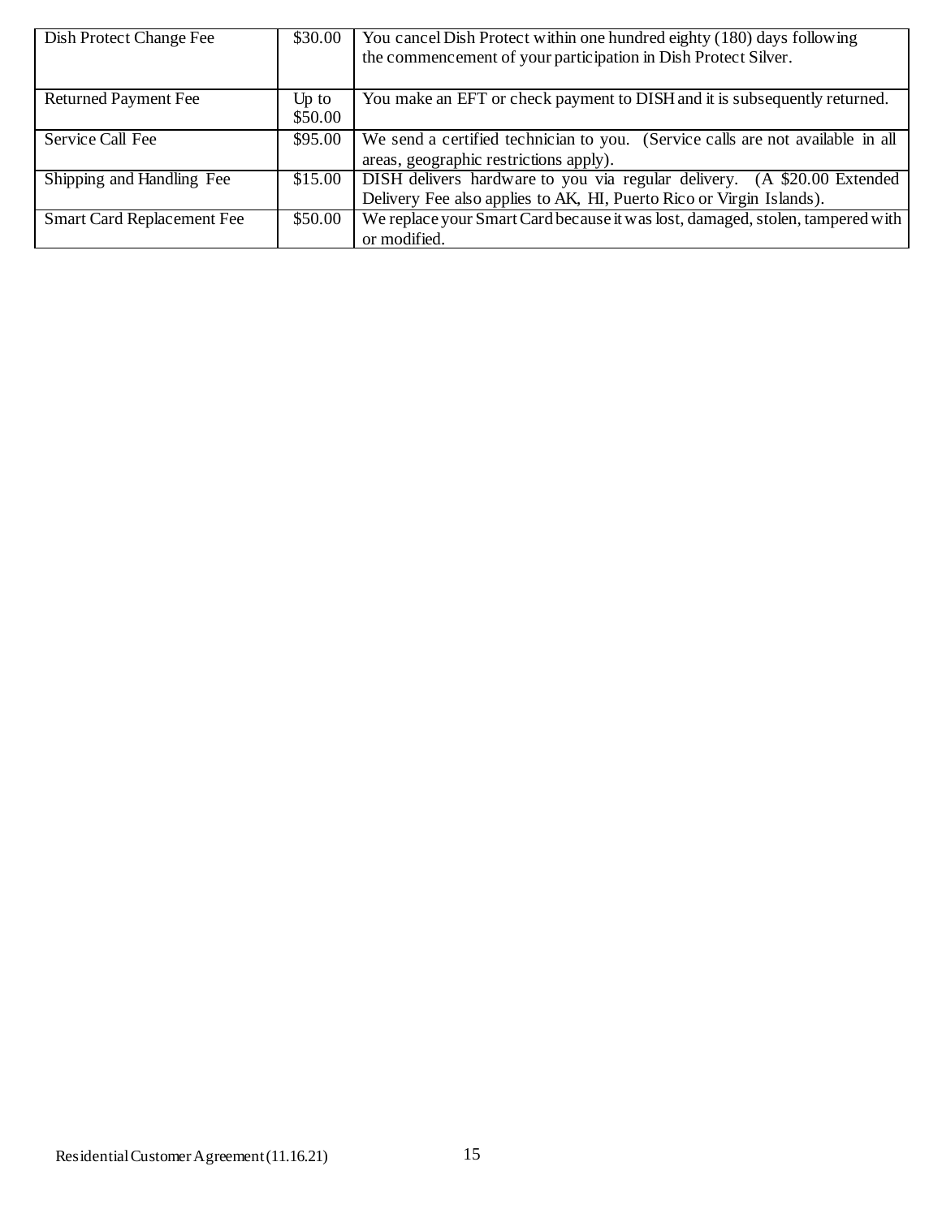| | | |
|---|---|---|
| Dish Protect Change Fee | $30.00 | You cancel Dish Protect within one hundred eighty (180) days following the commencement of your participation in Dish Protect Silver. |
| Returned Payment Fee | Up to $50.00 | You make an EFT or check payment to DISH and it is subsequently returned. |
| Service Call Fee | $95.00 | We send a certified technician to you. (Service calls are not available in all areas, geographic restrictions apply). |
| Shipping and Handling Fee | $15.00 | DISH delivers hardware to you via regular delivery. (A $20.00 Extended Delivery Fee also applies to AK, HI, Puerto Rico or Virgin Islands). |
| Smart Card Replacement Fee | $50.00 | We replace your Smart Card because it was lost, damaged, stolen, tampered with or modified. |